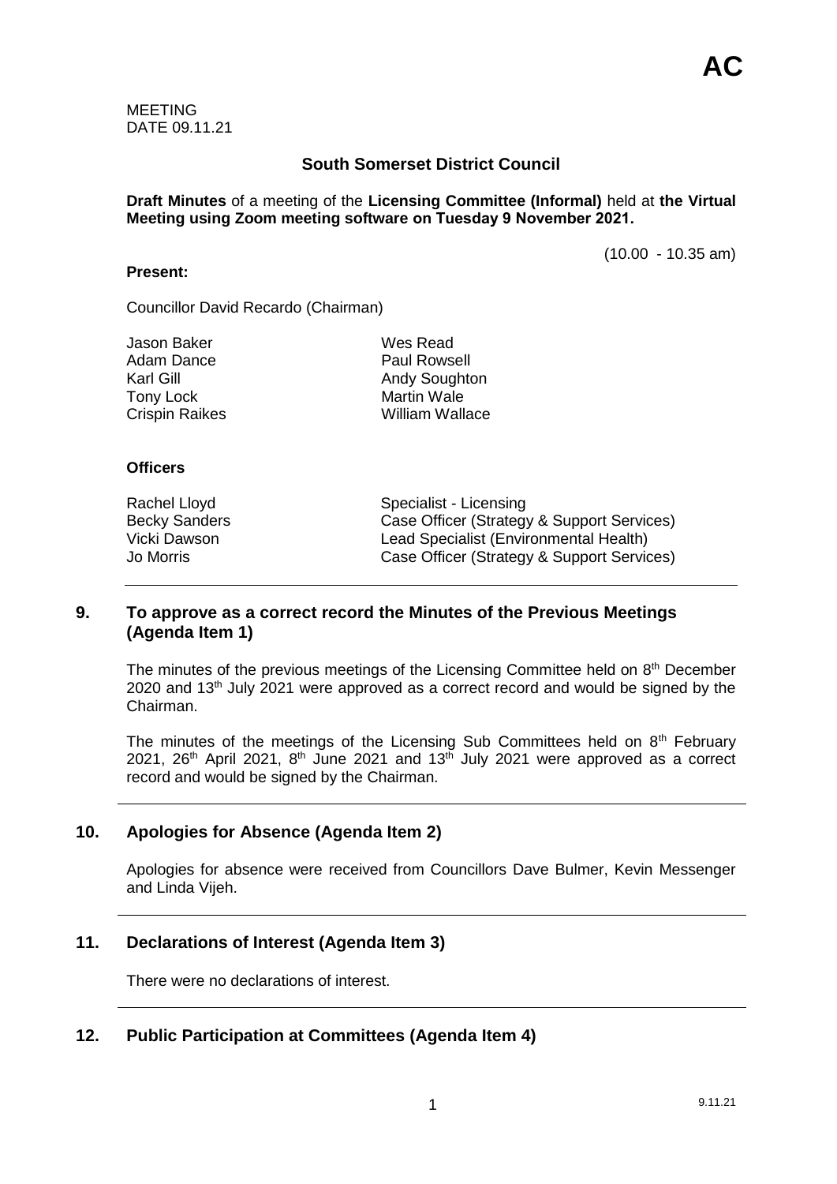**AC**

MEETING
DATE 09.11.21

## South Somerset District Council

**Draft Minutes** of a meeting of the **Licensing Committee (Informal)** held at **the Virtual Meeting using Zoom meeting software on Tuesday 9 November 2021.**

(10.00 - 10.35 am)

**Present:**

Councillor David Recardo (Chairman)

| | |
|---|---|
| Jason Baker | Wes Read |
| Adam Dance | Paul Rowsell |
| Karl Gill | Andy Soughton |
| Tony Lock | Martin Wale |
| Crispin Raikes | William Wallace |

**Officers**

| | |
|---|---|
| Rachel Lloyd | Specialist - Licensing |
| Becky Sanders | Case Officer (Strategy & Support Services) |
| Vicki Dawson | Lead Specialist (Environmental Health) |
| Jo Morris | Case Officer (Strategy & Support Services) |

### 9. To approve as a correct record the Minutes of the Previous Meetings (Agenda Item 1)

The minutes of the previous meetings of the Licensing Committee held on 8th December 2020 and 13th July 2021 were approved as a correct record and would be signed by the Chairman.

The minutes of the meetings of the Licensing Sub Committees held on 8th February 2021, 26th April 2021, 8th June 2021 and 13th July 2021 were approved as a correct record and would be signed by the Chairman.

### 10. Apologies for Absence (Agenda Item 2)

Apologies for absence were received from Councillors Dave Bulmer, Kevin Messenger and Linda Vijeh.

### 11. Declarations of Interest (Agenda Item 3)

There were no declarations of interest.

### 12. Public Participation at Committees (Agenda Item 4)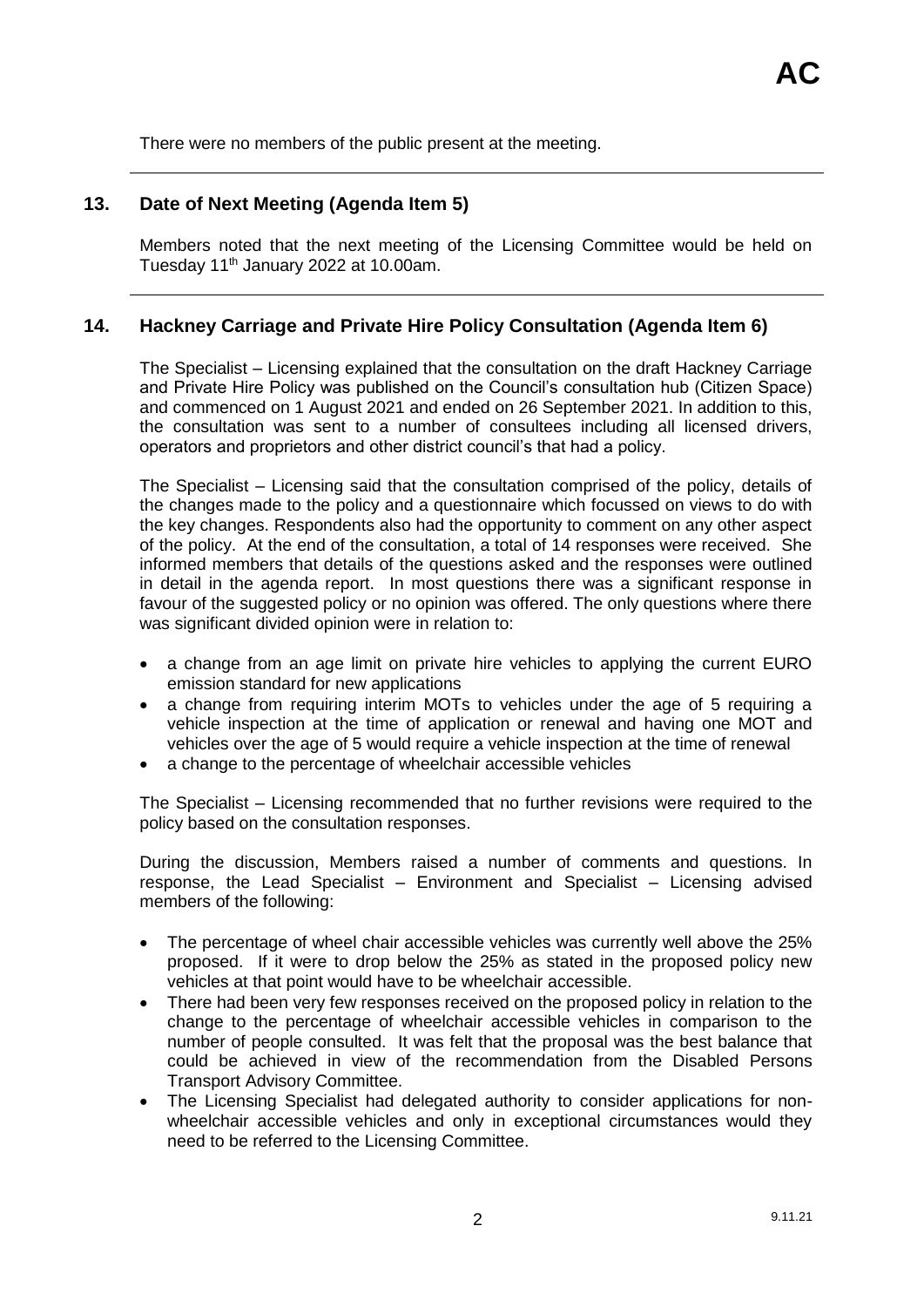There were no members of the public present at the meeting.

## 13. Date of Next Meeting (Agenda Item 5)

Members noted that the next meeting of the Licensing Committee would be held on Tuesday 11th January 2022 at 10.00am.

## 14. Hackney Carriage and Private Hire Policy Consultation (Agenda Item 6)

The Specialist – Licensing explained that the consultation on the draft Hackney Carriage and Private Hire Policy was published on the Council's consultation hub (Citizen Space) and commenced on 1 August 2021 and ended on 26 September 2021. In addition to this, the consultation was sent to a number of consultees including all licensed drivers, operators and proprietors and other district council's that had a policy.

The Specialist – Licensing said that the consultation comprised of the policy, details of the changes made to the policy and a questionnaire which focussed on views to do with the key changes. Respondents also had the opportunity to comment on any other aspect of the policy. At the end of the consultation, a total of 14 responses were received. She informed members that details of the questions asked and the responses were outlined in detail in the agenda report. In most questions there was a significant response in favour of the suggested policy or no opinion was offered. The only questions where there was significant divided opinion were in relation to:

- a change from an age limit on private hire vehicles to applying the current EURO emission standard for new applications
- a change from requiring interim MOTs to vehicles under the age of 5 requiring a vehicle inspection at the time of application or renewal and having one MOT and vehicles over the age of 5 would require a vehicle inspection at the time of renewal
- a change to the percentage of wheelchair accessible vehicles

The Specialist – Licensing recommended that no further revisions were required to the policy based on the consultation responses.

During the discussion, Members raised a number of comments and questions. In response, the Lead Specialist – Environment and Specialist – Licensing advised members of the following:

- The percentage of wheel chair accessible vehicles was currently well above the 25% proposed. If it were to drop below the 25% as stated in the proposed policy new vehicles at that point would have to be wheelchair accessible.
- There had been very few responses received on the proposed policy in relation to the change to the percentage of wheelchair accessible vehicles in comparison to the number of people consulted. It was felt that the proposal was the best balance that could be achieved in view of the recommendation from the Disabled Persons Transport Advisory Committee.
- The Licensing Specialist had delegated authority to consider applications for non-wheelchair accessible vehicles and only in exceptional circumstances would they need to be referred to the Licensing Committee.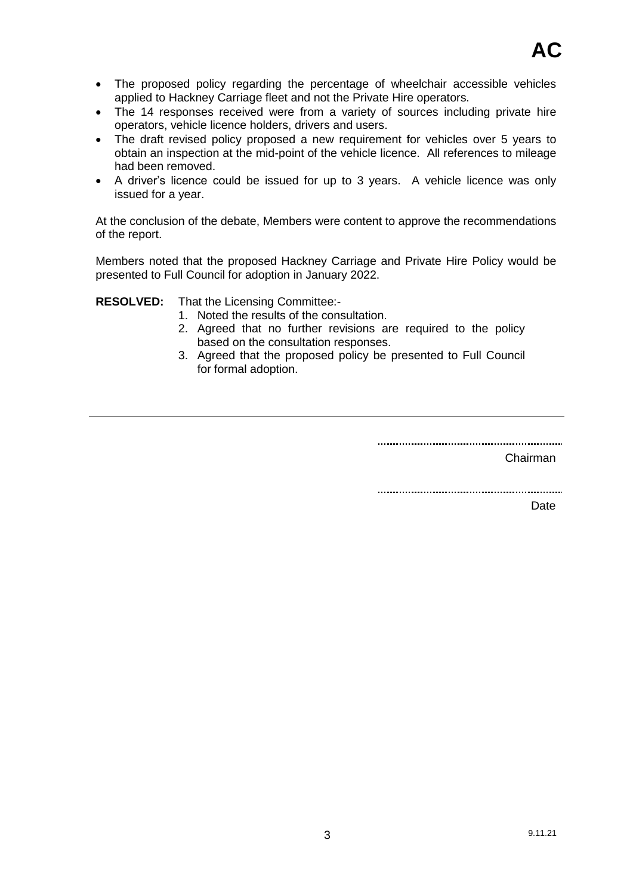- The proposed policy regarding the percentage of wheelchair accessible vehicles applied to Hackney Carriage fleet and not the Private Hire operators.
- The 14 responses received were from a variety of sources including private hire operators, vehicle licence holders, drivers and users.
- The draft revised policy proposed a new requirement for vehicles over 5 years to obtain an inspection at the mid-point of the vehicle licence. All references to mileage had been removed.
- A driver's licence could be issued for up to 3 years. A vehicle licence was only issued for a year.

At the conclusion of the debate, Members were content to approve the recommendations of the report.

Members noted that the proposed Hackney Carriage and Private Hire Policy would be presented to Full Council for adoption in January 2022.

**RESOLVED:** That the Licensing Committee:-

1. Noted the results of the consultation.
2. Agreed that no further revisions are required to the policy based on the consultation responses.
3. Agreed that the proposed policy be presented to Full Council for formal adoption.

---

..........................................................

Chairman

..........................................................

Date